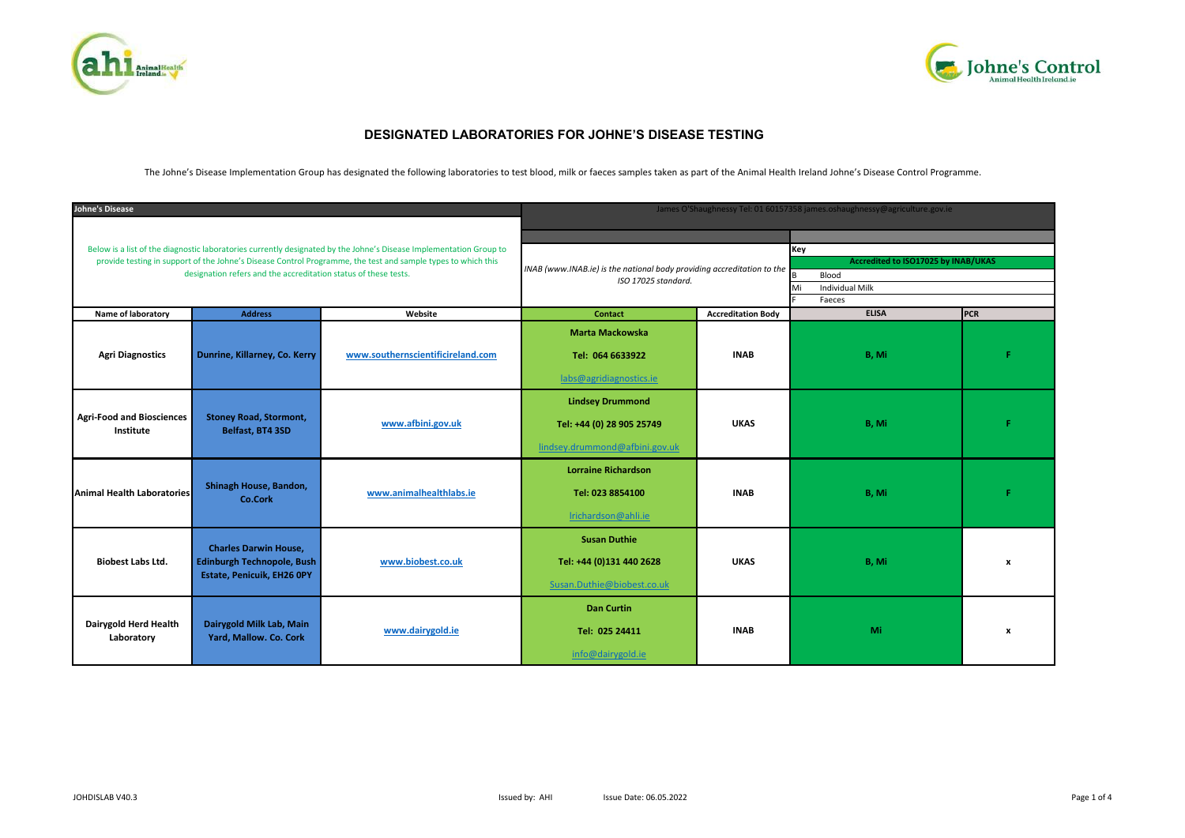# DESIGNATED LABORATORIES FOR JOHNE'S DISEASE TESTING

The Johne's Disease Implementation Group has designated the following laboratories to test blood, milk or faeces samples taken as part of the Animal Health Ireland Johne's Disease Control Programme.

**Johne's Disease**

James O'Shaughnessy Tel: 01 60157358 james.oshaughnessy@agriculture.gov.ie

Below is a list of the diagnostic laboratories currently designated by the Johne's Disease Implementation Group to provide testing in support of the Johne's Disease Control Programme, the test and sample types to which this designation refers and the accreditation status of these tests.

*INAB (www.INAB.ie) is the national body providing accreditation to the ISO 17025 standard.*

**Key**

**Accredited to ISO17025 by INAB/UKAS**

| Code | Meaning |
|---|---|
| B | Blood |
| Mi | Individual Milk |
| F | Faeces |

| Name of laboratory | Address | Website | Contact | Accreditation Body | ELISA | PCR |
|---|---|---|---|---|---|---|
| **Agri Diagnostics** | **Dunrine, Killarney, Co. Kerry** | www.southernscientificireland.com | **Marta Mackowska**<br>**Tel: 064 6633922**<br>labs@agridiagnostics.ie | **INAB** | **B, Mi** | **F** |
| **Agri-Food and Biosciences Institute** | **Stoney Road, Stormont, Belfast, BT4 3SD** | www.afbini.gov.uk | **Lindsey Drummond**<br>**Tel: +44 (0) 28 905 25749**<br>lindsey.drummond@afbini.gov.uk | **UKAS** | **B, Mi** | **F** |
| **Animal Health Laboratories** | **Shinagh House, Bandon, Co.Cork** | www.animalhealthlabs.ie | **Lorraine Richardson**<br>**Tel: 023 8854100**<br>lrichardson@ahli.ie | **INAB** | **B, Mi** | **F** |
| **Biobest Labs Ltd.** | **Charles Darwin House, Edinburgh Technopole, Bush Estate, Penicuik, EH26 0PY** | www.biobest.co.uk | **Susan Duthie**<br>**Tel: +44 (0)131 440 2628**<br>Susan.Duthie@biobest.co.uk | **UKAS** | **B, Mi** | **x** |
| **Dairygold Herd Health Laboratory** | **Dairygold Milk Lab, Main Yard, Mallow. Co. Cork** | www.dairygold.ie | **Dan Curtin**<br>**Tel: 025 24411**<br>info@dairygold.ie | **INAB** | **Mi** | **x** |

JOHDISLAB V40.3 Issued by: AHI Issue Date: 06.05.2022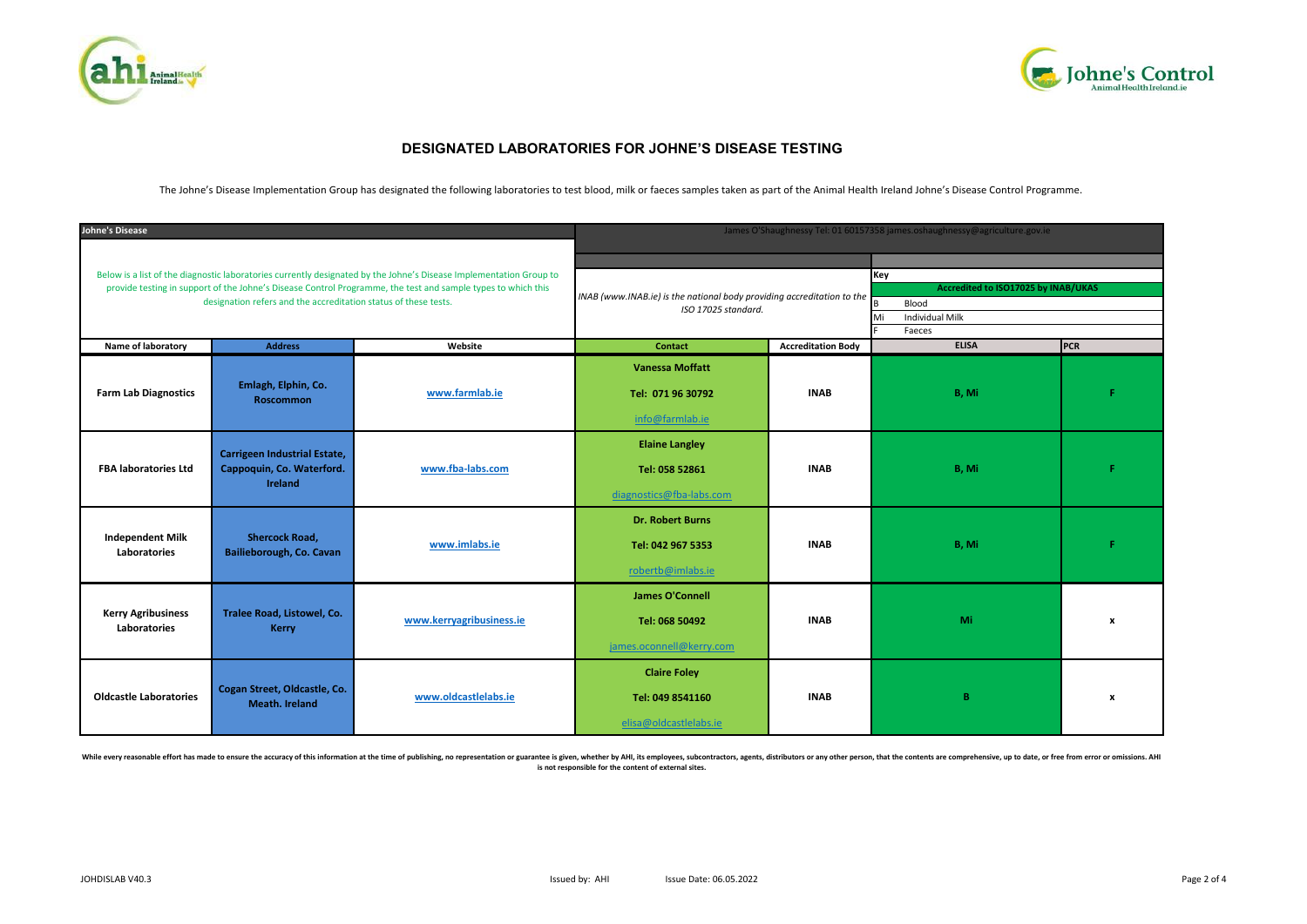# DESIGNATED LABORATORIES FOR JOHNE'S DISEASE TESTING

The Johne's Disease Implementation Group has designated the following laboratories to test blood, milk or faeces samples taken as part of the Animal Health Ireland Johne's Disease Control Programme.

| Johne's Disease | | | James O'Shaughnessy Tel: 01 60157358 james.oshaughnessy@agriculture.gov.ie | | | |
|---|---|---|---|---|---|---|
| Below is a list of the diagnostic laboratories currently designated by the Johne's Disease Implementation Group to provide testing in support of the Johne's Disease Control Programme, the test and sample types to which this designation refers and the accreditation status of these tests. | | | *INAB (www.INAB.ie) is the national body providing accreditation to the ISO 17025 standard.* | | Key<br>Accredited to ISO17025 by INAB/UKAS<br>B Blood<br>Mi Individual Milk<br>F Faeces | |
| **Name of laboratory** | **Address** | **Website** | **Contact** | **Accreditation Body** | **ELISA** | **PCR** |
| **Farm Lab Diagnostics** | **Emlagh, Elphin, Co. Roscommon** | **www.farmlab.ie** | **Vanessa Moffatt**<br>**Tel: 071 96 30792**<br>info@farmlab.ie | **INAB** | **B, Mi** | **F** |
| **FBA laboratories Ltd** | **Carrigeen Industrial Estate, Cappoquin, Co. Waterford. Ireland** | **www.fba-labs.com** | **Elaine Langley**<br>**Tel: 058 52861**<br>diagnostics@fba-labs.com | **INAB** | **B, Mi** | **F** |
| **Independent Milk Laboratories** | **Shercock Road, Bailieborough, Co. Cavan** | **www.imlabs.ie** | **Dr. Robert Burns**<br>**Tel: 042 967 5353**<br>robertb@imlabs.ie | **INAB** | **B, Mi** | **F** |
| **Kerry Agribusiness Laboratories** | **Tralee Road, Listowel, Co. Kerry** | **www.kerryagribusiness.ie** | **James O'Connell**<br>**Tel: 068 50492**<br>james.oconnell@kerry.com | **INAB** | **Mi** | **x** |
| **Oldcastle Laboratories** | **Cogan Street, Oldcastle, Co. Meath. Ireland** | **www.oldcastlelabs.ie** | **Claire Foley**<br>**Tel: 049 8541160**<br>elisa@oldcastlelabs.ie | **INAB** | **B** | **x** |

**While every reasonable effort has made to ensure the accuracy of this information at the time of publishing, no representation or guarantee is given, whether by AHI, its employees, subcontractors, agents, distributors or any other person, that the contents are comprehensive, up to date, or free from error or omissions. AHI is not responsible for the content of external sites.**

JOHDISLAB V40.3 Issued by: AHI Issue Date: 06.05.2022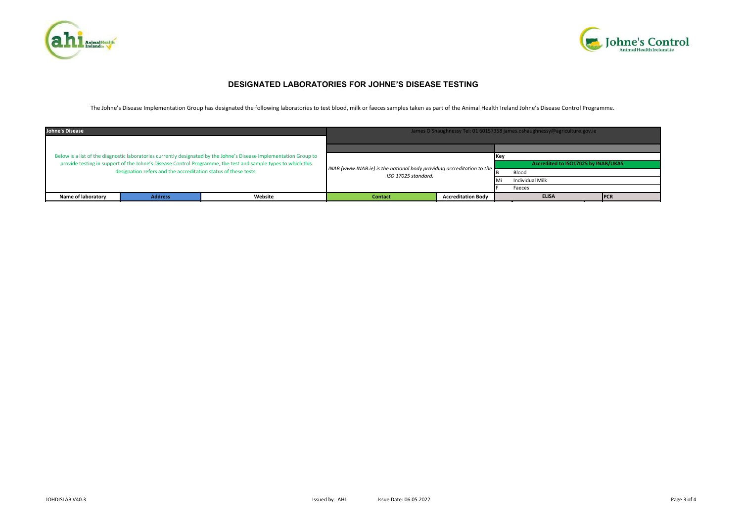# DESIGNATED LABORATORIES FOR JOHNE'S DISEASE TESTING

The Johne's Disease Implementation Group has designated the following laboratories to test blood, milk or faeces samples taken as part of the Animal Health Ireland Johne's Disease Control Programme.

| Johne's Disease | | | James O'Shaughnessy Tel: 01 60157358 james.oshaughnessy@agriculture.gov.ie | | | |
|---|---|---|---|---|---|---|
| Below is a list of the diagnostic laboratories currently designated by the Johne's Disease Implementation Group to provide testing in support of the Johne's Disease Control Programme, the test and sample types to which this designation refers and the accreditation status of these tests. | | | *INAB (www.INAB.ie) is the national body providing accreditation to the ISO 17025 standard.* | | Key | |
| | | | | | Accredited to ISO17025 by INAB/UKAS | |
| | | | | | B: Blood | |
| | | | | | Mi: Individual Milk | |
| | | | | | F: Faeces | |
| **Name of laboratory** | **Address** | **Website** | **Contact** | **Accreditation Body** | **ELISA** | **PCR** |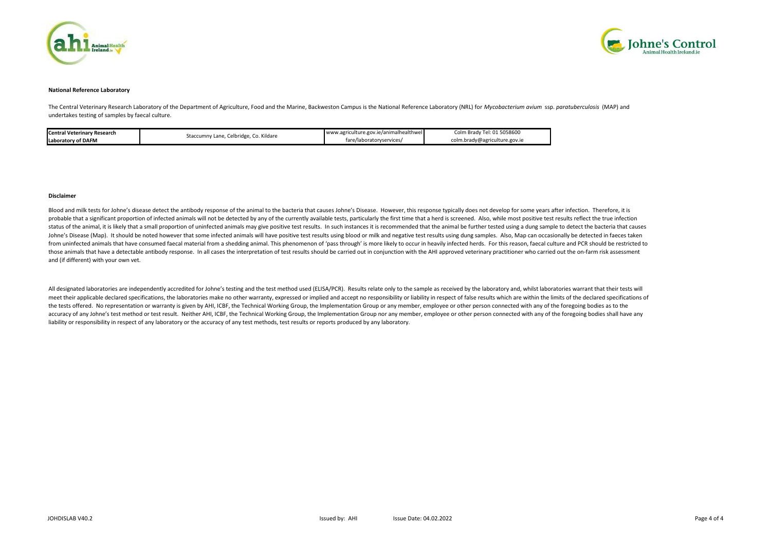### National Reference Laboratory

The Central Veterinary Research Laboratory of the Department of Agriculture, Food and the Marine, Backweston Campus is the National Reference Laboratory (NRL) for *Mycobacterium avium* ssp. *paratuberculosis* (MAP) and undertakes testing of samples by faecal culture.

| | | | |
|---|---|---|---|
| **Central Veterinary Research Laboratory of DAFM** | Staccumny Lane, Celbridge, Co. Kildare | www.agriculture.gov.ie/animalhealthwelfare/laboratoryservices/ | Colm Brady Tel: 01 5058600 colm.brady@agriculture.gov.ie |

### Disclaimer

Blood and milk tests for Johne's disease detect the antibody response of the animal to the bacteria that causes Johne's Disease. However, this response typically does not develop for some years after infection. Therefore, it is probable that a significant proportion of infected animals will not be detected by any of the currently available tests, particularly the first time that a herd is screened. Also, while most positive test results reflect the true infection status of the animal, it is likely that a small proportion of uninfected animals may give positive test results. In such instances it is recommended that the animal be further tested using a dung sample to detect the bacteria that causes Johne's Disease (Map). It should be noted however that some infected animals will have positive test results using blood or milk and negative test results using dung samples. Also, Map can occasionally be detected in faeces taken from uninfected animals that have consumed faecal material from a shedding animal. This phenomenon of 'pass through' is more likely to occur in heavily infected herds. For this reason, faecal culture and PCR should be restricted to those animals that have a detectable antibody response. In all cases the interpretation of test results should be carried out in conjunction with the AHI approved veterinary practitioner who carried out the on-farm risk assessment and (if different) with your own vet.

All designated laboratories are independently accredited for Johne's testing and the test method used (ELISA/PCR). Results relate only to the sample as received by the laboratory and, whilst laboratories warrant that their tests will meet their applicable declared specifications, the laboratories make no other warranty, expressed or implied and accept no responsibility or liability in respect of false results which are within the limits of the declared specifications of the tests offered. No representation or warranty is given by AHI, ICBF, the Technical Working Group, the Implementation Group or any member, employee or other person connected with any of the foregoing bodies as to the accuracy of any Johne's test method or test result. Neither AHI, ICBF, the Technical Working Group, the Implementation Group nor any member, employee or other person connected with any of the foregoing bodies shall have any liability or responsibility in respect of any laboratory or the accuracy of any test methods, test results or reports produced by any laboratory.

JOHDISLAB V40.2 Issued by: AHI Issue Date: 04.02.2022